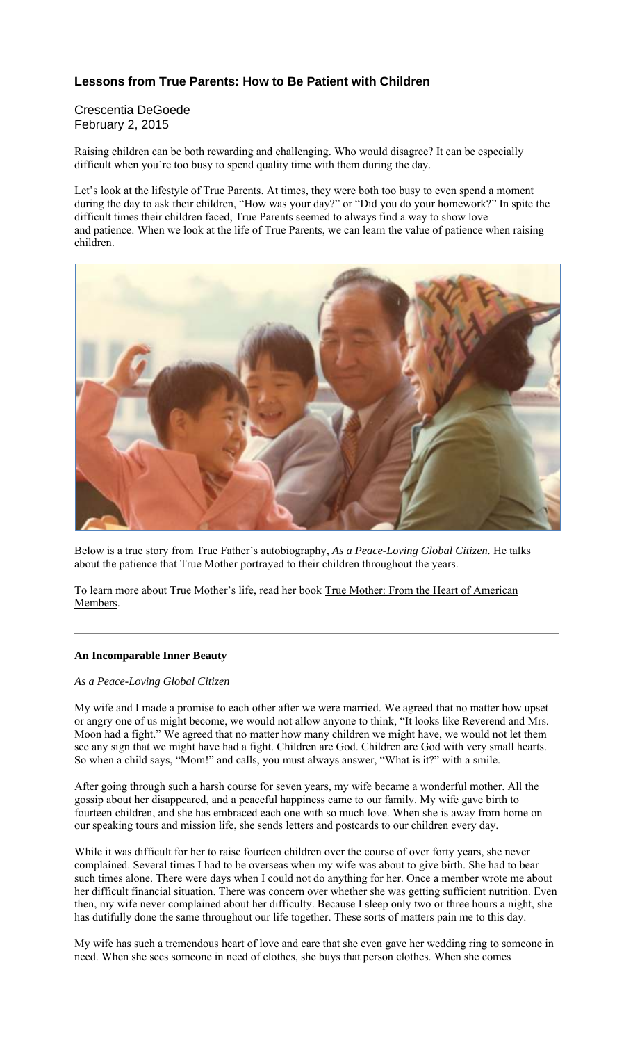# Lessons from True Parents: How to Be Patient with Children

Crescentia DeGoede
February 2, 2015

Raising children can be both rewarding and challenging. Who would disagree? It can be especially difficult when you're too busy to spend quality time with them during the day.

Let's look at the lifestyle of True Parents. At times, they were both too busy to even spend a moment during the day to ask their children, "How was your day?" or "Did you do your homework?" In spite the difficult times their children faced, True Parents seemed to always find a way to show love and patience. When we look at the life of True Parents, we can learn the value of patience when raising children.

Below is a true story from True Father's autobiography, *As a Peace-Loving Global Citizen.* He talks about the patience that True Mother portrayed to their children throughout the years.

To learn more about True Mother's life, read her book True Mother: From the Heart of American Members.

---

**An Incomparable Inner Beauty**

*As a Peace-Loving Global Citizen*

My wife and I made a promise to each other after we were married. We agreed that no matter how upset or angry one of us might become, we would not allow anyone to think, "It looks like Reverend and Mrs. Moon had a fight." We agreed that no matter how many children we might have, we would not let them see any sign that we might have had a fight. Children are God. Children are God with very small hearts. So when a child says, "Mom!" and calls, you must always answer, "What is it?" with a smile.

After going through such a harsh course for seven years, my wife became a wonderful mother. All the gossip about her disappeared, and a peaceful happiness came to our family. My wife gave birth to fourteen children, and she has embraced each one with so much love. When she is away from home on our speaking tours and mission life, she sends letters and postcards to our children every day.

While it was difficult for her to raise fourteen children over the course of over forty years, she never complained. Several times I had to be overseas when my wife was about to give birth. She had to bear such times alone. There were days when I could not do anything for her. Once a member wrote me about her difficult financial situation. There was concern over whether she was getting sufficient nutrition. Even then, my wife never complained about her difficulty. Because I sleep only two or three hours a night, she has dutifully done the same throughout our life together. These sorts of matters pain me to this day.

My wife has such a tremendous heart of love and care that she even gave her wedding ring to someone in need. When she sees someone in need of clothes, she buys that person clothes. When she comes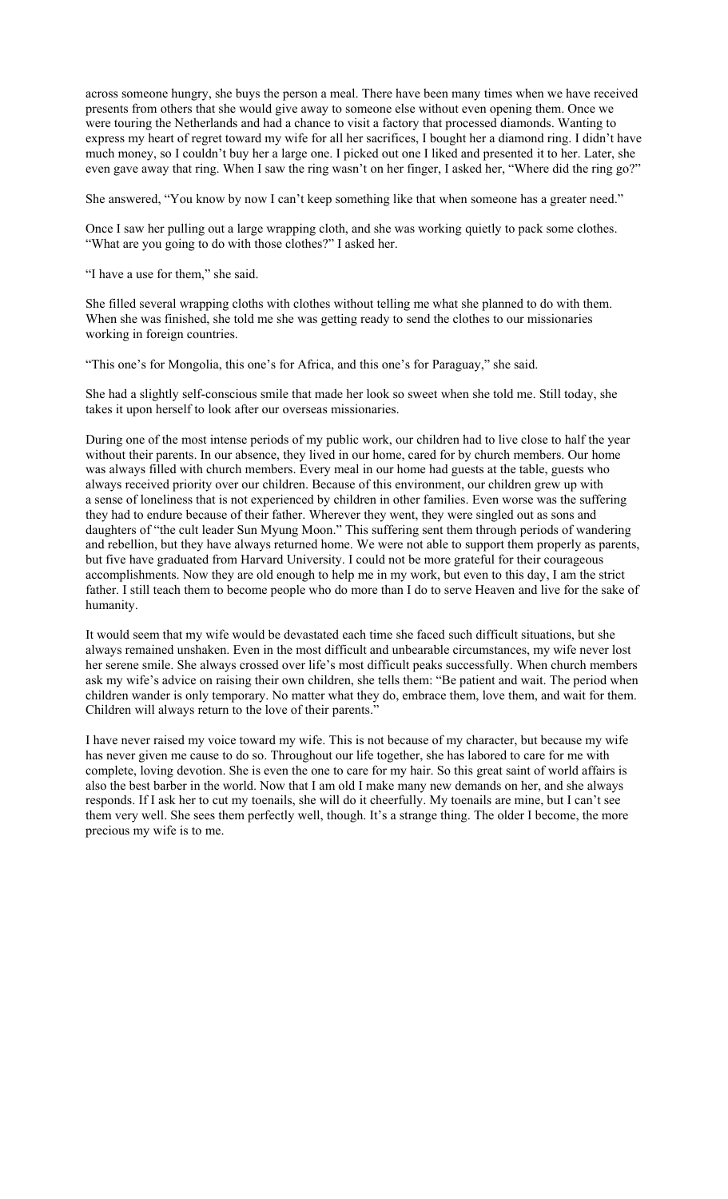across someone hungry, she buys the person a meal. There have been many times when we have received presents from others that she would give away to someone else without even opening them. Once we were touring the Netherlands and had a chance to visit a factory that processed diamonds. Wanting to express my heart of regret toward my wife for all her sacrifices, I bought her a diamond ring. I didn't have much money, so I couldn't buy her a large one. I picked out one I liked and presented it to her. Later, she even gave away that ring. When I saw the ring wasn't on her finger, I asked her, "Where did the ring go?"

She answered, "You know by now I can't keep something like that when someone has a greater need."

Once I saw her pulling out a large wrapping cloth, and she was working quietly to pack some clothes. "What are you going to do with those clothes?" I asked her.

"I have a use for them," she said.

She filled several wrapping cloths with clothes without telling me what she planned to do with them. When she was finished, she told me she was getting ready to send the clothes to our missionaries working in foreign countries.

"This one's for Mongolia, this one's for Africa, and this one's for Paraguay," she said.

She had a slightly self-conscious smile that made her look so sweet when she told me. Still today, she takes it upon herself to look after our overseas missionaries.

During one of the most intense periods of my public work, our children had to live close to half the year without their parents. In our absence, they lived in our home, cared for by church members. Our home was always filled with church members. Every meal in our home had guests at the table, guests who always received priority over our children. Because of this environment, our children grew up with a sense of loneliness that is not experienced by children in other families. Even worse was the suffering they had to endure because of their father. Wherever they went, they were singled out as sons and daughters of "the cult leader Sun Myung Moon." This suffering sent them through periods of wandering and rebellion, but they have always returned home. We were not able to support them properly as parents, but five have graduated from Harvard University. I could not be more grateful for their courageous accomplishments. Now they are old enough to help me in my work, but even to this day, I am the strict father. I still teach them to become people who do more than I do to serve Heaven and live for the sake of humanity.

It would seem that my wife would be devastated each time she faced such difficult situations, but she always remained unshaken. Even in the most difficult and unbearable circumstances, my wife never lost her serene smile. She always crossed over life's most difficult peaks successfully. When church members ask my wife's advice on raising their own children, she tells them: "Be patient and wait. The period when children wander is only temporary. No matter what they do, embrace them, love them, and wait for them. Children will always return to the love of their parents."

I have never raised my voice toward my wife. This is not because of my character, but because my wife has never given me cause to do so. Throughout our life together, she has labored to care for me with complete, loving devotion. She is even the one to care for my hair. So this great saint of world affairs is also the best barber in the world. Now that I am old I make many new demands on her, and she always responds. If I ask her to cut my toenails, she will do it cheerfully. My toenails are mine, but I can't see them very well. She sees them perfectly well, though. It's a strange thing. The older I become, the more precious my wife is to me.